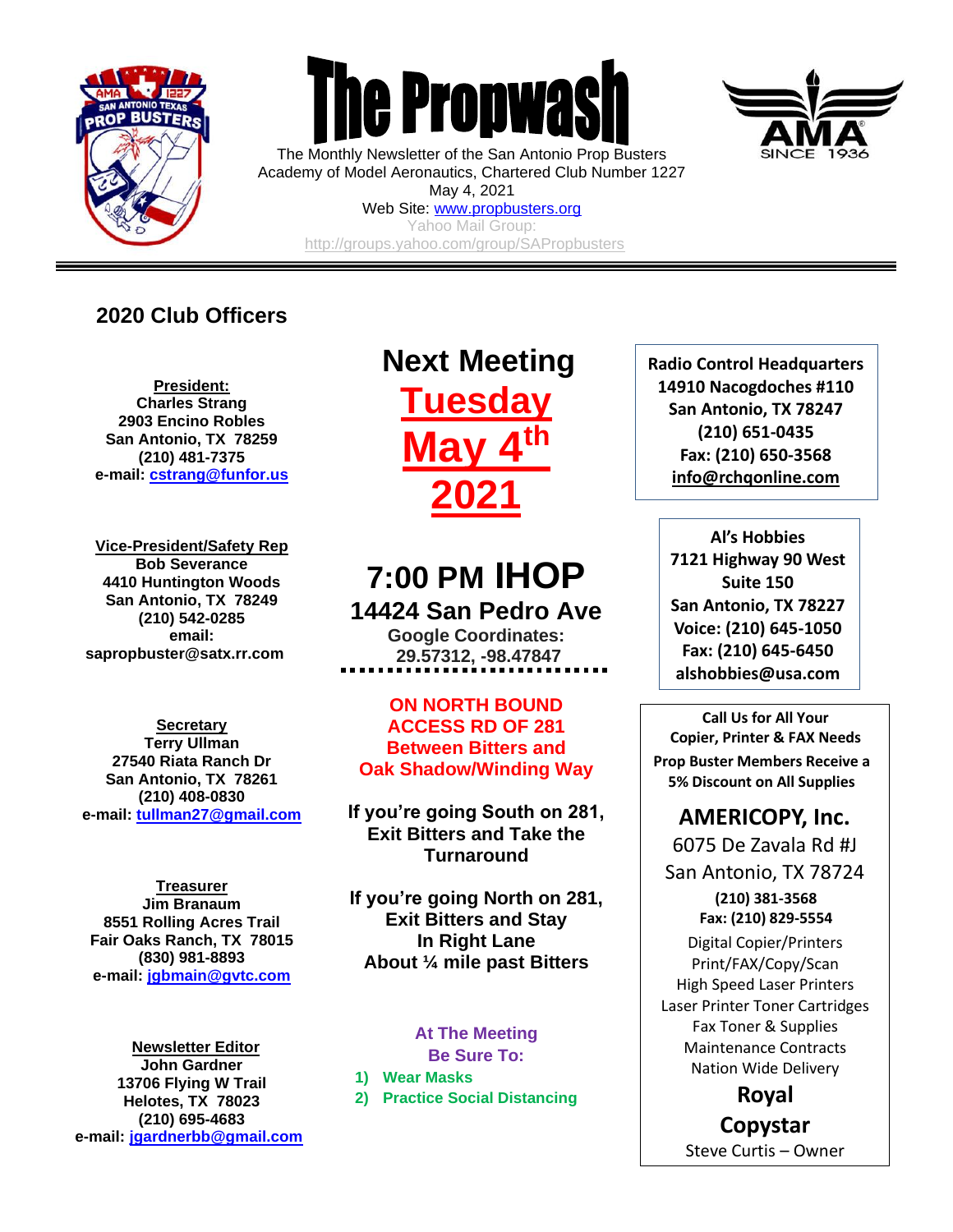# The Propwash

The Monthly Newsletter of the San Antonio Prop Busters
Academy of Model Aeronautics, Chartered Club Number 1227
May 4, 2021
Web Site: www.propbusters.org
Yahoo Mail Group:
http://groups.yahoo.com/group/SAPropbusters

---

## 2020 Club Officers

**President:**
**Charles Strang**
**2903 Encino Robles**
**San Antonio, TX 78259**
**(210) 481-7375**
**e-mail: cstrang@funfor.us**

**Vice-President/Safety Rep**
**Bob Severance**
**4410 Huntington Woods**
**San Antonio, TX 78249**
**(210) 542-0285**
**email:**
**sapropbuster@satx.rr.com**

**Secretary**
**Terry Ullman**
**27540 Riata Ranch Dr**
**San Antonio, TX 78261**
**(210) 408-0830**
**e-mail: tullman27@gmail.com**

**Treasurer**
**Jim Branaum**
**8551 Rolling Acres Trail**
**Fair Oaks Ranch, TX 78015**
**(830) 981-8893**
**e-mail: jgbmain@gvtc.com**

**Newsletter Editor**
**John Gardner**
**13706 Flying W Trail**
**Helotes, TX 78023**
**(210) 695-4683**
**e-mail: jgardnerbb@gmail.com**

## Next Meeting

## Tuesday May 4th 2021

## 7:00 PM IHOP

### 14424 San Pedro Ave

**Google Coordinates:**
**29.57312, -98.47847**

**ON NORTH BOUND ACCESS RD OF 281 Between Bitters and Oak Shadow/Winding Way**

**If you're going South on 281, Exit Bitters and Take the Turnaround**

**If you're going North on 281, Exit Bitters and Stay In Right Lane About ¼ mile past Bitters**

**At The Meeting**
**Be Sure To:**

1) **Wear Masks**
2) **Practice Social Distancing**

---

**Radio Control Headquarters**
**14910 Nacogdoches #110**
**San Antonio, TX 78247**
**(210) 651-0435**
**Fax: (210) 650-3568**
**info@rchqonline.com**

---

**Al's Hobbies**
**7121 Highway 90 West**
**Suite 150**
**San Antonio, TX 78227**
**Voice: (210) 645-1050**
**Fax: (210) 645-6450**
**alshobbies@usa.com**

---

**Call Us for All Your Copier, Printer & FAX Needs**
**Prop Buster Members Receive a 5% Discount on All Supplies**

**AMERICOPY, Inc.**
6075 De Zavala Rd #J
San Antonio, TX 78724
**(210) 381-3568**
**Fax: (210) 829-5554**
Digital Copier/Printers
Print/FAX/Copy/Scan
High Speed Laser Printers
Laser Printer Toner Cartridges
Fax Toner & Supplies
Maintenance Contracts
Nation Wide Delivery
**Royal**
**Copystar**
Steve Curtis – Owner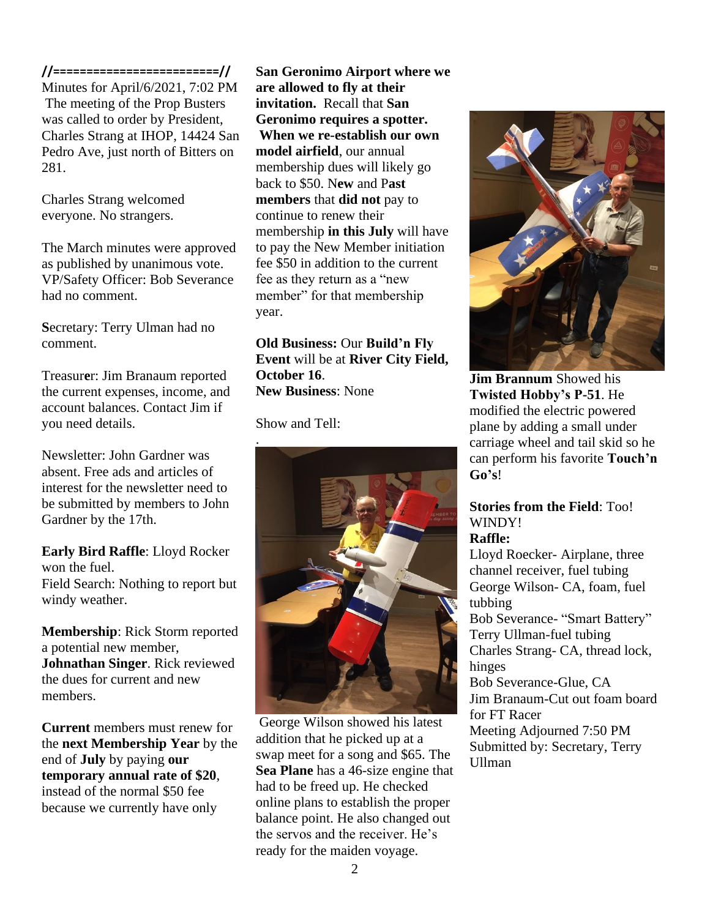**//========================//**

Minutes for April/6/2021, 7:02 PM
The meeting of the Prop Busters was called to order by President, Charles Strang at IHOP, 14424 San Pedro Ave, just north of Bitters on 281.

Charles Strang welcomed everyone. No strangers.

The March minutes were approved as published by unanimous vote.
VP/Safety Officer: Bob Severance had no comment.

**S**ecretary: Terry Ulman had no comment.

Treasur**e**r: Jim Branaum reported the current expenses, income, and account balances. Contact Jim if you need details.

Newsletter: John Gardner was absent. Free ads and articles of interest for the newsletter need to be submitted by members to John Gardner by the 17th.

**Early Bird Raffle**: Lloyd Rocker won the fuel.
Field Search: Nothing to report but windy weather.

**Membership**: Rick Storm reported a potential new member, **Johnathan Singer**. Rick reviewed the dues for current and new members.

**Current** members must renew for the **next Membership Year** by the end of **July** by paying **our temporary annual rate of $20**, instead of the normal $50 fee because we currently have only **San Geronimo Airport where we are allowed to fly at their invitation.** Recall that **San Geronimo requires a spotter. When we re-establish our own model airfield**, our annual membership dues will likely go back to $50. N**ew** and P**ast members** that **did not** pay to continue to renew their membership **in this July** will have to pay the New Member initiation fee $50 in addition to the current fee as they return as a "new member" for that membership year.

**Old Business:** Our **Build'n Fly Event** will be at **River City Field, October 16**.
**New Business**: None

Show and Tell:

George Wilson showed his latest addition that he picked up at a swap meet for a song and $65. The **Sea Plane** has a 46-size engine that had to be freed up. He checked online plans to establish the proper balance point. He also changed out the servos and the receiver. He's ready for the maiden voyage.

**Jim Brannum** Showed his **Twisted Hobby's P-51**. He modified the electric powered plane by adding a small under carriage wheel and tail skid so he can perform his favorite **Touch'n Go's**!

**Stories from the Field**: Too! WINDY!

**Raffle:**

Lloyd Roecker- Airplane, three channel receiver, fuel tubing
George Wilson- CA, foam, fuel tubbing
Bob Severance- "Smart Battery"
Terry Ullman-fuel tubing
Charles Strang- CA, thread lock, hinges
Bob Severance-Glue, CA
Jim Branaum-Cut out foam board for FT Racer
Meeting Adjourned 7:50 PM
Submitted by: Secretary, Terry Ullman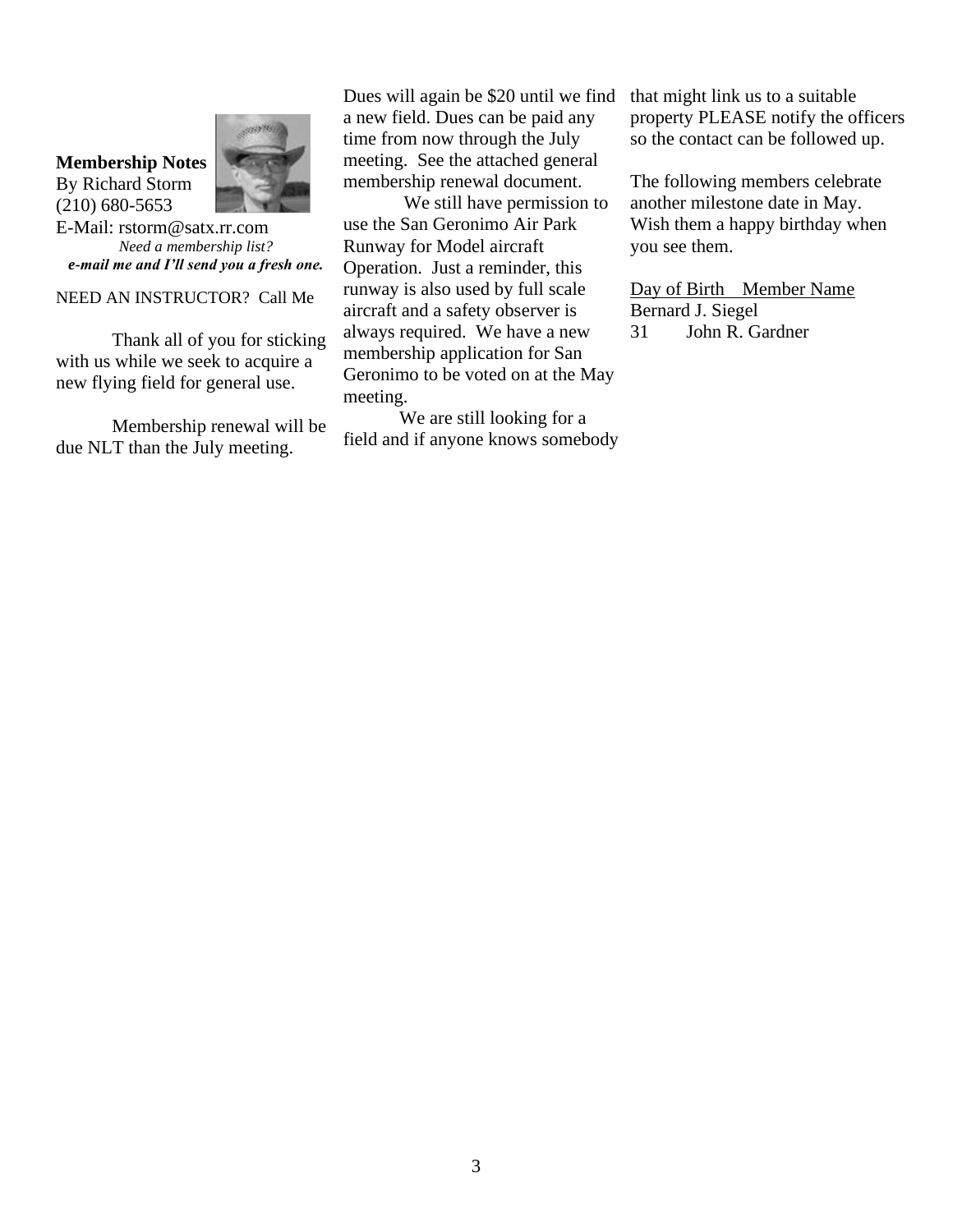**Membership Notes**
By Richard Storm
(210) 680-5653
E-Mail: rstorm@satx.rr.com

*Need a membership list?*
***e-mail me and I'll send you a fresh one.***

NEED AN INSTRUCTOR? Call Me

Thank all of you for sticking with us while we seek to acquire a new flying field for general use.

Membership renewal will be due NLT than the July meeting.

Dues will again be $20 until we find a new field. Dues can be paid any time from now through the July meeting. See the attached general membership renewal document.

We still have permission to use the San Geronimo Air Park Runway for Model aircraft Operation. Just a reminder, this runway is also used by full scale aircraft and a safety observer is always required. We have a new membership application for San Geronimo to be voted on at the May meeting.

We are still looking for a field and if anyone knows somebody that might link us to a suitable property PLEASE notify the officers so the contact can be followed up.

The following members celebrate another milestone date in May. Wish them a happy birthday when you see them.

| Day of Birth | Member Name |
|---|---|
| | Bernard J. Siegel |
| 31 | John R. Gardner |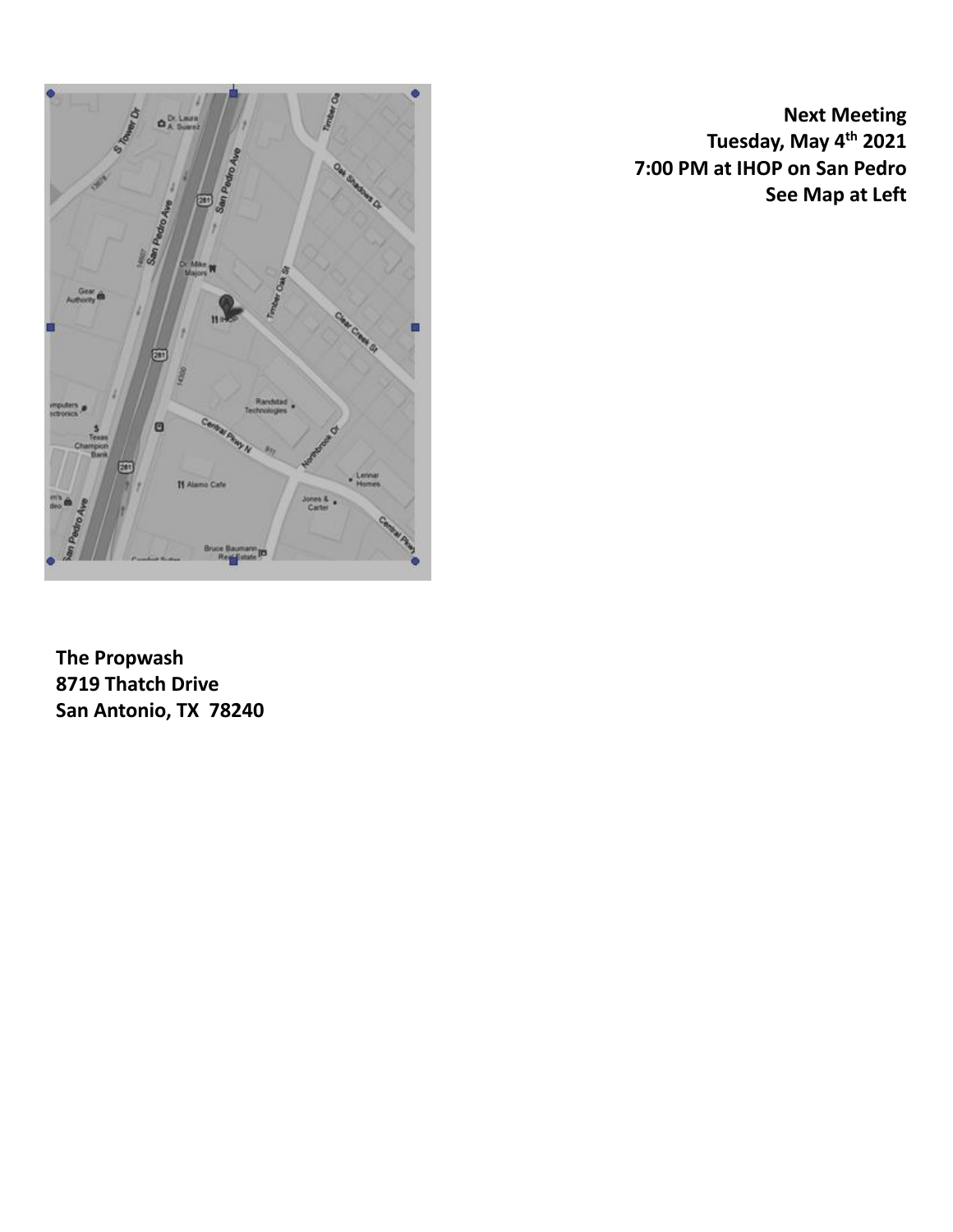**Next Meeting**
**Tuesday, May 4th 2021**
**7:00 PM at IHOP on San Pedro**
**See Map at Left**

**The Propwash**
**8719 Thatch Drive**
**San Antonio, TX 78240**